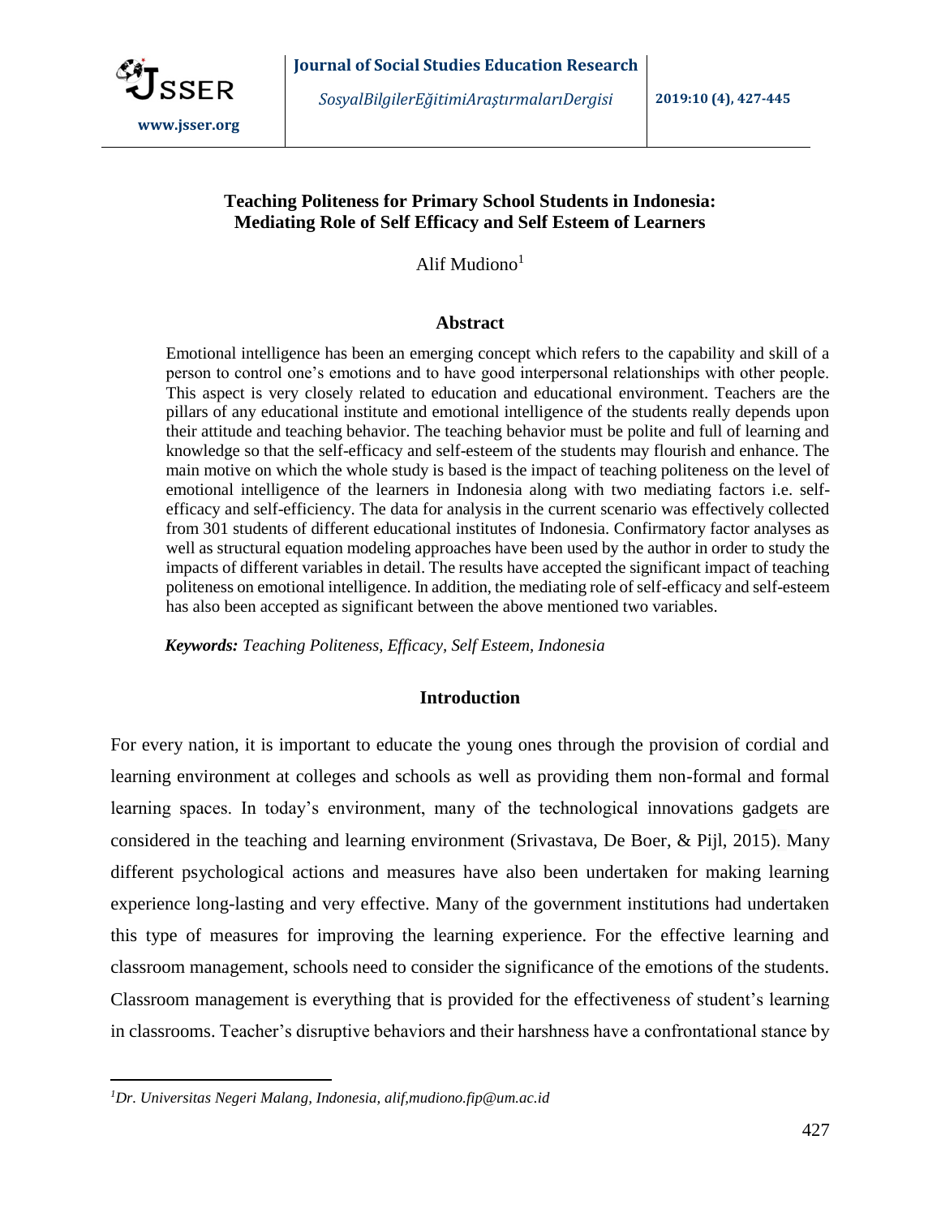# Teaching Politeness for Primary School Students in Indonesia: Mediating Role of Self Efficacy and Self Esteem of Learners

Alif Mudiono[1]

## Abstract

Emotional intelligence has been an emerging concept which refers to the capability and skill of a person to control one's emotions and to have good interpersonal relationships with other people. This aspect is very closely related to education and educational environment. Teachers are the pillars of any educational institute and emotional intelligence of the students really depends upon their attitude and teaching behavior. The teaching behavior must be polite and full of learning and knowledge so that the self-efficacy and self-esteem of the students may flourish and enhance. The main motive on which the whole study is based is the impact of teaching politeness on the level of emotional intelligence of the learners in Indonesia along with two mediating factors i.e. self-efficacy and self-efficiency. The data for analysis in the current scenario was effectively collected from 301 students of different educational institutes of Indonesia. Confirmatory factor analyses as well as structural equation modeling approaches have been used by the author in order to study the impacts of different variables in detail. The results have accepted the significant impact of teaching politeness on emotional intelligence. In addition, the mediating role of self-efficacy and self-esteem has also been accepted as significant between the above mentioned two variables.

***Keywords:*** *Teaching Politeness, Efficacy, Self Esteem, Indonesia*

## Introduction

For every nation, it is important to educate the young ones through the provision of cordial and learning environment at colleges and schools as well as providing them non-formal and formal learning spaces. In today's environment, many of the technological innovations gadgets are considered in the teaching and learning environment (Srivastava, De Boer, & Pijl, 2015). Many different psychological actions and measures have also been undertaken for making learning experience long-lasting and very effective. Many of the government institutions had undertaken this type of measures for improving the learning experience. For the effective learning and classroom management, schools need to consider the significance of the emotions of the students. Classroom management is everything that is provided for the effectiveness of student's learning in classrooms. Teacher's disruptive behaviors and their harshness have a confrontational stance by

---

[1] *Dr. Universitas Negeri Malang, Indonesia, alif,mudiono.fip@um.ac.id*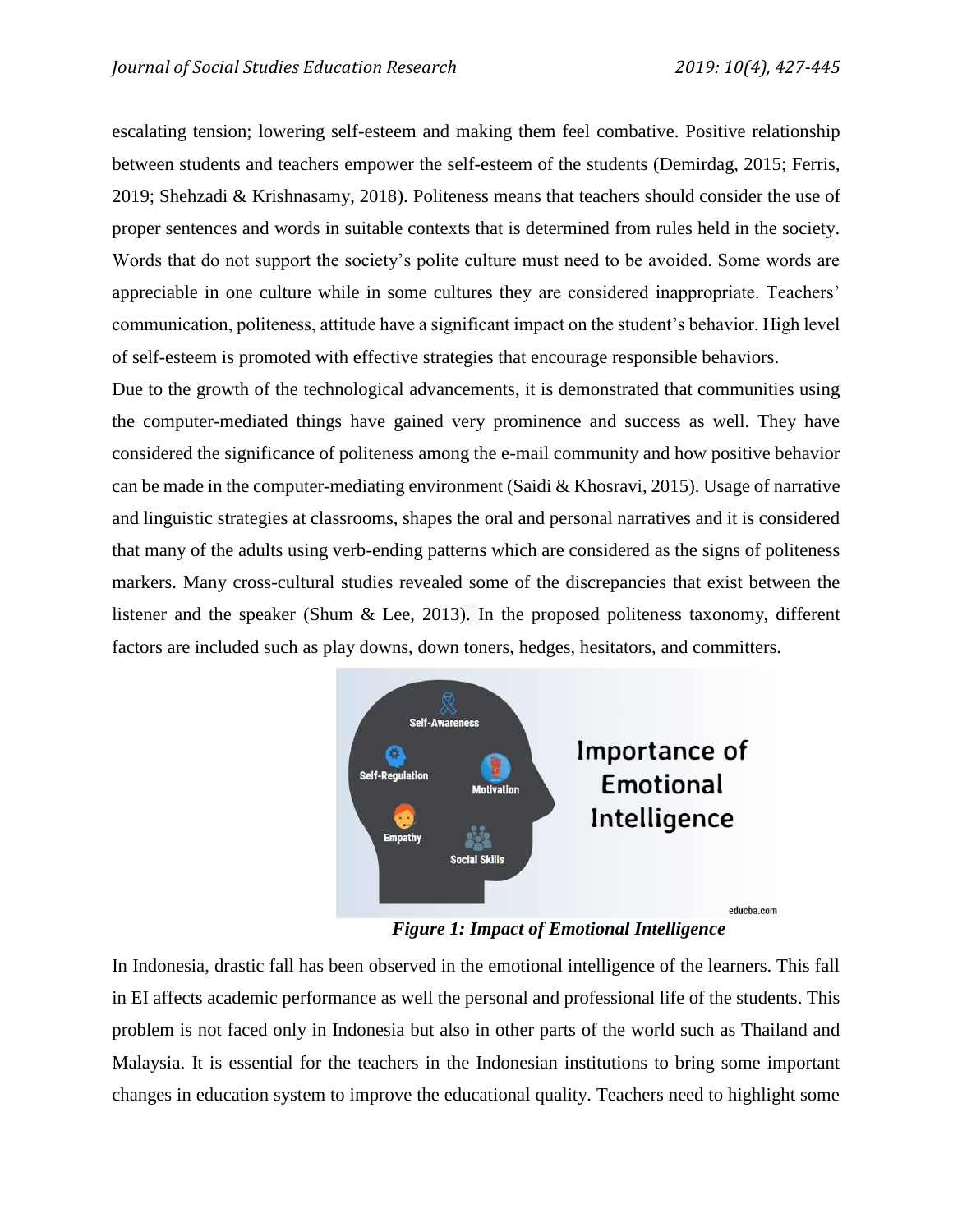escalating tension; lowering self-esteem and making them feel combative. Positive relationship between students and teachers empower the self-esteem of the students (Demirdag, 2015; Ferris, 2019; Shehzadi & Krishnasamy, 2018). Politeness means that teachers should consider the use of proper sentences and words in suitable contexts that is determined from rules held in the society. Words that do not support the society's polite culture must need to be avoided. Some words are appreciable in one culture while in some cultures they are considered inappropriate. Teachers' communication, politeness, attitude have a significant impact on the student's behavior. High level of self-esteem is promoted with effective strategies that encourage responsible behaviors.

Due to the growth of the technological advancements, it is demonstrated that communities using the computer-mediated things have gained very prominence and success as well. They have considered the significance of politeness among the e-mail community and how positive behavior can be made in the computer-mediating environment (Saidi & Khosravi, 2015). Usage of narrative and linguistic strategies at classrooms, shapes the oral and personal narratives and it is considered that many of the adults using verb-ending patterns which are considered as the signs of politeness markers. Many cross-cultural studies revealed some of the discrepancies that exist between the listener and the speaker (Shum & Lee, 2013). In the proposed politeness taxonomy, different factors are included such as play downs, down toners, hedges, hesitators, and committers.

***Figure 1: Impact of Emotional Intelligence***

In Indonesia, drastic fall has been observed in the emotional intelligence of the learners. This fall in EI affects academic performance as well the personal and professional life of the students. This problem is not faced only in Indonesia but also in other parts of the world such as Thailand and Malaysia. It is essential for the teachers in the Indonesian institutions to bring some important changes in education system to improve the educational quality. Teachers need to highlight some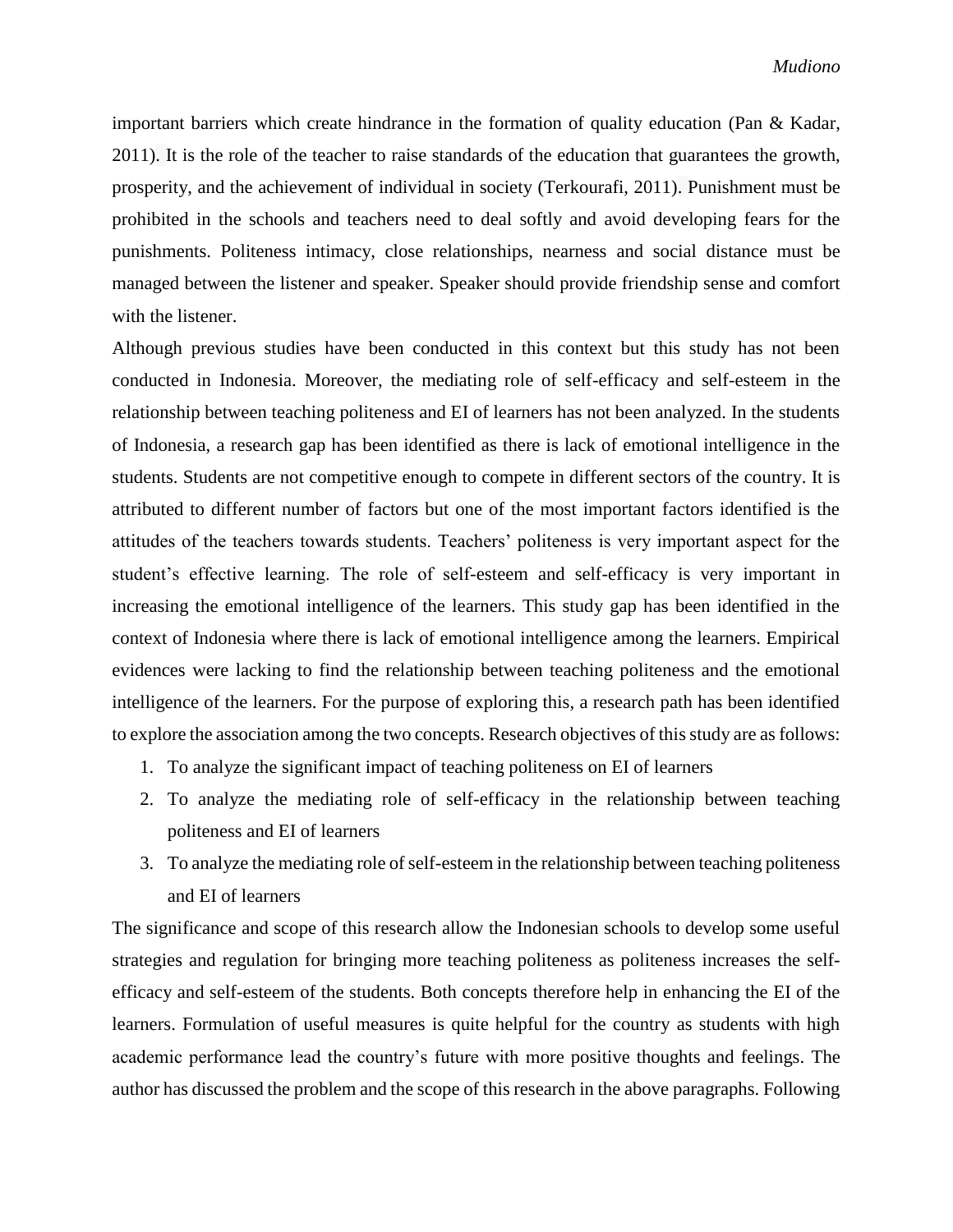important barriers which create hindrance in the formation of quality education (Pan & Kadar, 2011). It is the role of the teacher to raise standards of the education that guarantees the growth, prosperity, and the achievement of individual in society (Terkourafi, 2011). Punishment must be prohibited in the schools and teachers need to deal softly and avoid developing fears for the punishments. Politeness intimacy, close relationships, nearness and social distance must be managed between the listener and speaker. Speaker should provide friendship sense and comfort with the listener.

Although previous studies have been conducted in this context but this study has not been conducted in Indonesia. Moreover, the mediating role of self-efficacy and self-esteem in the relationship between teaching politeness and EI of learners has not been analyzed. In the students of Indonesia, a research gap has been identified as there is lack of emotional intelligence in the students. Students are not competitive enough to compete in different sectors of the country. It is attributed to different number of factors but one of the most important factors identified is the attitudes of the teachers towards students. Teachers' politeness is very important aspect for the student's effective learning. The role of self-esteem and self-efficacy is very important in increasing the emotional intelligence of the learners. This study gap has been identified in the context of Indonesia where there is lack of emotional intelligence among the learners. Empirical evidences were lacking to find the relationship between teaching politeness and the emotional intelligence of the learners. For the purpose of exploring this, a research path has been identified to explore the association among the two concepts. Research objectives of this study are as follows:

1. To analyze the significant impact of teaching politeness on EI of learners
2. To analyze the mediating role of self-efficacy in the relationship between teaching politeness and EI of learners
3. To analyze the mediating role of self-esteem in the relationship between teaching politeness and EI of learners

The significance and scope of this research allow the Indonesian schools to develop some useful strategies and regulation for bringing more teaching politeness as politeness increases the self-efficacy and self-esteem of the students. Both concepts therefore help in enhancing the EI of the learners. Formulation of useful measures is quite helpful for the country as students with high academic performance lead the country's future with more positive thoughts and feelings. The author has discussed the problem and the scope of this research in the above paragraphs. Following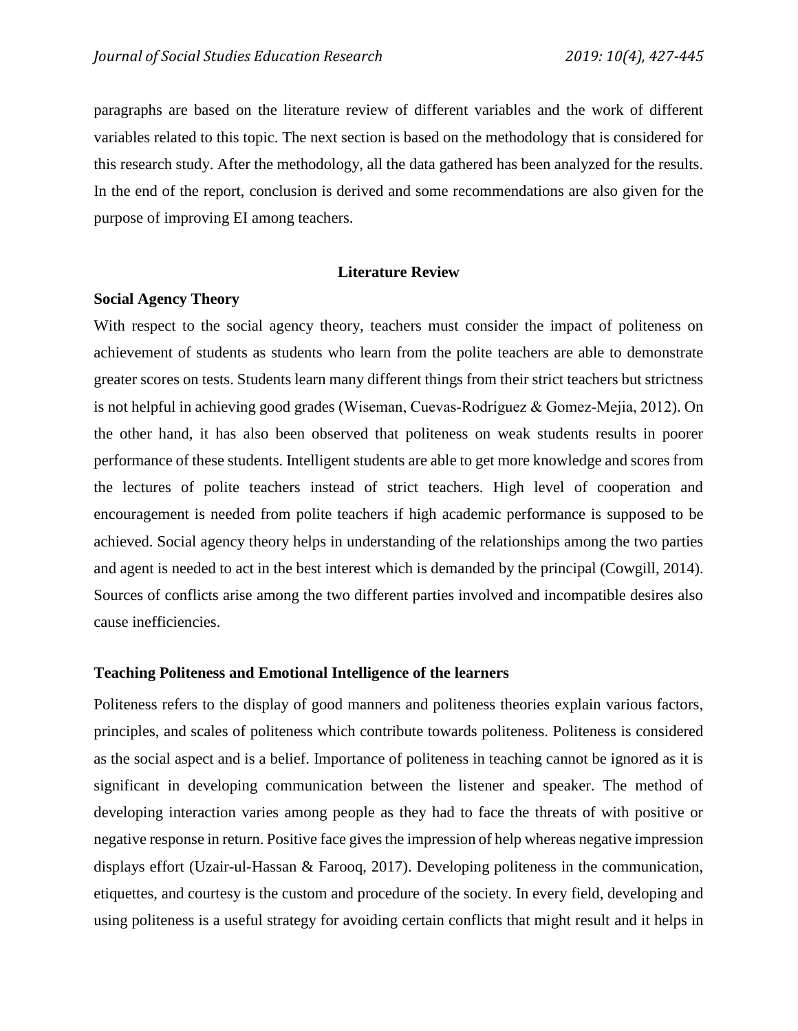paragraphs are based on the literature review of different variables and the work of different variables related to this topic. The next section is based on the methodology that is considered for this research study. After the methodology, all the data gathered has been analyzed for the results. In the end of the report, conclusion is derived and some recommendations are also given for the purpose of improving EI among teachers.

## Literature Review

### Social Agency Theory

With respect to the social agency theory, teachers must consider the impact of politeness on achievement of students as students who learn from the polite teachers are able to demonstrate greater scores on tests. Students learn many different things from their strict teachers but strictness is not helpful in achieving good grades (Wiseman, Cuevas-Rodríguez & Gomez-Mejia, 2012). On the other hand, it has also been observed that politeness on weak students results in poorer performance of these students. Intelligent students are able to get more knowledge and scores from the lectures of polite teachers instead of strict teachers. High level of cooperation and encouragement is needed from polite teachers if high academic performance is supposed to be achieved. Social agency theory helps in understanding of the relationships among the two parties and agent is needed to act in the best interest which is demanded by the principal (Cowgill, 2014). Sources of conflicts arise among the two different parties involved and incompatible desires also cause inefficiencies.

### Teaching Politeness and Emotional Intelligence of the learners

Politeness refers to the display of good manners and politeness theories explain various factors, principles, and scales of politeness which contribute towards politeness. Politeness is considered as the social aspect and is a belief. Importance of politeness in teaching cannot be ignored as it is significant in developing communication between the listener and speaker. The method of developing interaction varies among people as they had to face the threats of with positive or negative response in return. Positive face gives the impression of help whereas negative impression displays effort (Uzair-ul-Hassan & Farooq, 2017). Developing politeness in the communication, etiquettes, and courtesy is the custom and procedure of the society. In every field, developing and using politeness is a useful strategy for avoiding certain conflicts that might result and it helps in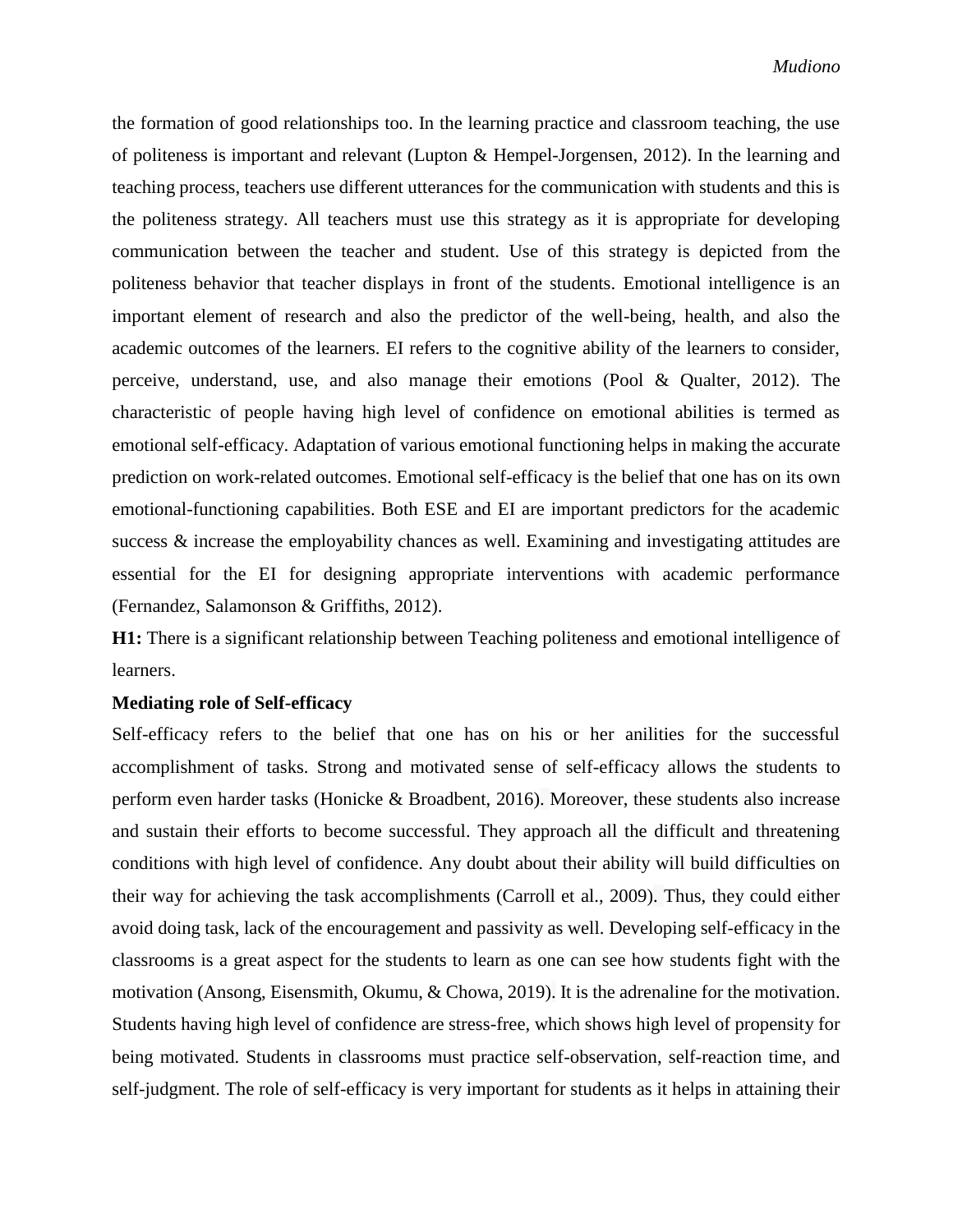the formation of good relationships too. In the learning practice and classroom teaching, the use of politeness is important and relevant (Lupton & Hempel-Jorgensen, 2012). In the learning and teaching process, teachers use different utterances for the communication with students and this is the politeness strategy. All teachers must use this strategy as it is appropriate for developing communication between the teacher and student. Use of this strategy is depicted from the politeness behavior that teacher displays in front of the students. Emotional intelligence is an important element of research and also the predictor of the well-being, health, and also the academic outcomes of the learners. EI refers to the cognitive ability of the learners to consider, perceive, understand, use, and also manage their emotions (Pool & Qualter, 2012). The characteristic of people having high level of confidence on emotional abilities is termed as emotional self-efficacy. Adaptation of various emotional functioning helps in making the accurate prediction on work-related outcomes. Emotional self-efficacy is the belief that one has on its own emotional-functioning capabilities. Both ESE and EI are important predictors for the academic success & increase the employability chances as well. Examining and investigating attitudes are essential for the EI for designing appropriate interventions with academic performance (Fernandez, Salamonson & Griffiths, 2012).

**H1:** There is a significant relationship between Teaching politeness and emotional intelligence of learners.

**Mediating role of Self-efficacy**

Self-efficacy refers to the belief that one has on his or her anilities for the successful accomplishment of tasks. Strong and motivated sense of self-efficacy allows the students to perform even harder tasks (Honicke & Broadbent, 2016). Moreover, these students also increase and sustain their efforts to become successful. They approach all the difficult and threatening conditions with high level of confidence. Any doubt about their ability will build difficulties on their way for achieving the task accomplishments (Carroll et al., 2009). Thus, they could either avoid doing task, lack of the encouragement and passivity as well. Developing self-efficacy in the classrooms is a great aspect for the students to learn as one can see how students fight with the motivation (Ansong, Eisensmith, Okumu, & Chowa, 2019). It is the adrenaline for the motivation. Students having high level of confidence are stress-free, which shows high level of propensity for being motivated. Students in classrooms must practice self-observation, self-reaction time, and self-judgment. The role of self-efficacy is very important for students as it helps in attaining their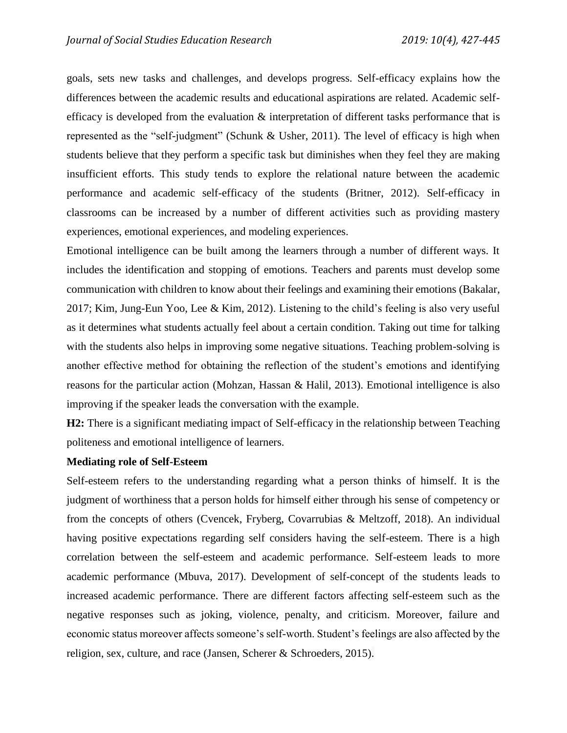goals, sets new tasks and challenges, and develops progress. Self-efficacy explains how the differences between the academic results and educational aspirations are related. Academic self-efficacy is developed from the evaluation & interpretation of different tasks performance that is represented as the "self-judgment" (Schunk & Usher, 2011). The level of efficacy is high when students believe that they perform a specific task but diminishes when they feel they are making insufficient efforts. This study tends to explore the relational nature between the academic performance and academic self-efficacy of the students (Britner, 2012). Self-efficacy in classrooms can be increased by a number of different activities such as providing mastery experiences, emotional experiences, and modeling experiences.

Emotional intelligence can be built among the learners through a number of different ways. It includes the identification and stopping of emotions. Teachers and parents must develop some communication with children to know about their feelings and examining their emotions (Bakalar, 2017; Kim, Jung-Eun Yoo, Lee & Kim, 2012). Listening to the child's feeling is also very useful as it determines what students actually feel about a certain condition. Taking out time for talking with the students also helps in improving some negative situations. Teaching problem-solving is another effective method for obtaining the reflection of the student's emotions and identifying reasons for the particular action (Mohzan, Hassan & Halil, 2013). Emotional intelligence is also improving if the speaker leads the conversation with the example.

**H2:** There is a significant mediating impact of Self-efficacy in the relationship between Teaching politeness and emotional intelligence of learners.

**Mediating role of Self-Esteem**

Self-esteem refers to the understanding regarding what a person thinks of himself. It is the judgment of worthiness that a person holds for himself either through his sense of competency or from the concepts of others (Cvencek, Fryberg, Covarrubias & Meltzoff, 2018). An individual having positive expectations regarding self considers having the self-esteem. There is a high correlation between the self-esteem and academic performance. Self-esteem leads to more academic performance (Mbuva, 2017). Development of self-concept of the students leads to increased academic performance. There are different factors affecting self-esteem such as the negative responses such as joking, violence, penalty, and criticism. Moreover, failure and economic status moreover affects someone's self-worth. Student's feelings are also affected by the religion, sex, culture, and race (Jansen, Scherer & Schroeders, 2015).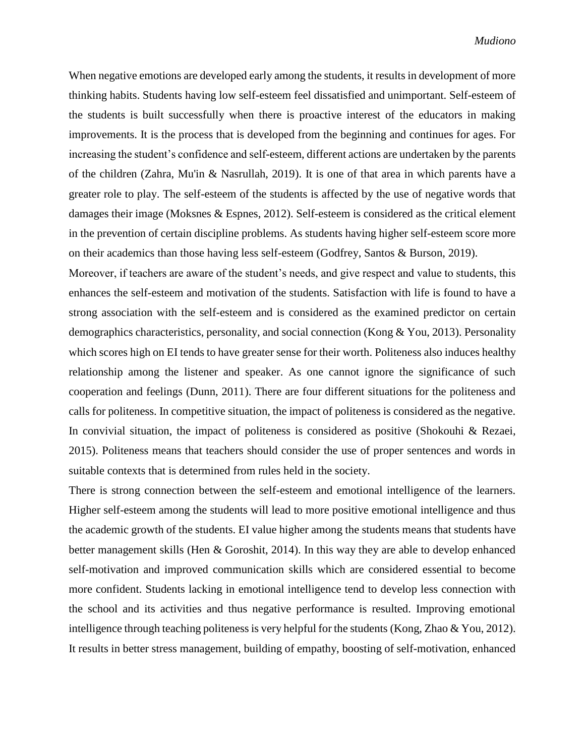When negative emotions are developed early among the students, it results in development of more thinking habits. Students having low self-esteem feel dissatisfied and unimportant. Self-esteem of the students is built successfully when there is proactive interest of the educators in making improvements. It is the process that is developed from the beginning and continues for ages. For increasing the student's confidence and self-esteem, different actions are undertaken by the parents of the children (Zahra, Mu'in & Nasrullah, 2019). It is one of that area in which parents have a greater role to play. The self-esteem of the students is affected by the use of negative words that damages their image (Moksnes & Espnes, 2012). Self-esteem is considered as the critical element in the prevention of certain discipline problems. As students having higher self-esteem score more on their academics than those having less self-esteem (Godfrey, Santos & Burson, 2019).

Moreover, if teachers are aware of the student's needs, and give respect and value to students, this enhances the self-esteem and motivation of the students. Satisfaction with life is found to have a strong association with the self-esteem and is considered as the examined predictor on certain demographics characteristics, personality, and social connection (Kong & You, 2013). Personality which scores high on EI tends to have greater sense for their worth. Politeness also induces healthy relationship among the listener and speaker. As one cannot ignore the significance of such cooperation and feelings (Dunn, 2011). There are four different situations for the politeness and calls for politeness. In competitive situation, the impact of politeness is considered as the negative. In convivial situation, the impact of politeness is considered as positive (Shokouhi & Rezaei, 2015). Politeness means that teachers should consider the use of proper sentences and words in suitable contexts that is determined from rules held in the society.

There is strong connection between the self-esteem and emotional intelligence of the learners. Higher self-esteem among the students will lead to more positive emotional intelligence and thus the academic growth of the students. EI value higher among the students means that students have better management skills (Hen & Goroshit, 2014). In this way they are able to develop enhanced self-motivation and improved communication skills which are considered essential to become more confident. Students lacking in emotional intelligence tend to develop less connection with the school and its activities and thus negative performance is resulted. Improving emotional intelligence through teaching politeness is very helpful for the students (Kong, Zhao & You, 2012). It results in better stress management, building of empathy, boosting of self-motivation, enhanced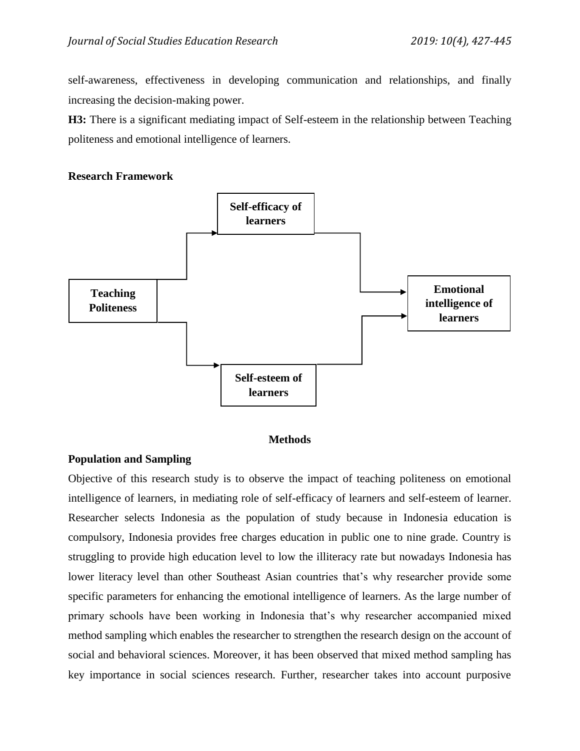self-awareness, effectiveness in developing communication and relationships, and finally increasing the decision-making power.

**H3:** There is a significant mediating impact of Self-esteem in the relationship between Teaching politeness and emotional intelligence of learners.

**Research Framework**

## Methods

### Population and Sampling

Objective of this research study is to observe the impact of teaching politeness on emotional intelligence of learners, in mediating role of self-efficacy of learners and self-esteem of learner. Researcher selects Indonesia as the population of study because in Indonesia education is compulsory, Indonesia provides free charges education in public one to nine grade. Country is struggling to provide high education level to low the illiteracy rate but nowadays Indonesia has lower literacy level than other Southeast Asian countries that's why researcher provide some specific parameters for enhancing the emotional intelligence of learners. As the large number of primary schools have been working in Indonesia that's why researcher accompanied mixed method sampling which enables the researcher to strengthen the research design on the account of social and behavioral sciences. Moreover, it has been observed that mixed method sampling has key importance in social sciences research. Further, researcher takes into account purposive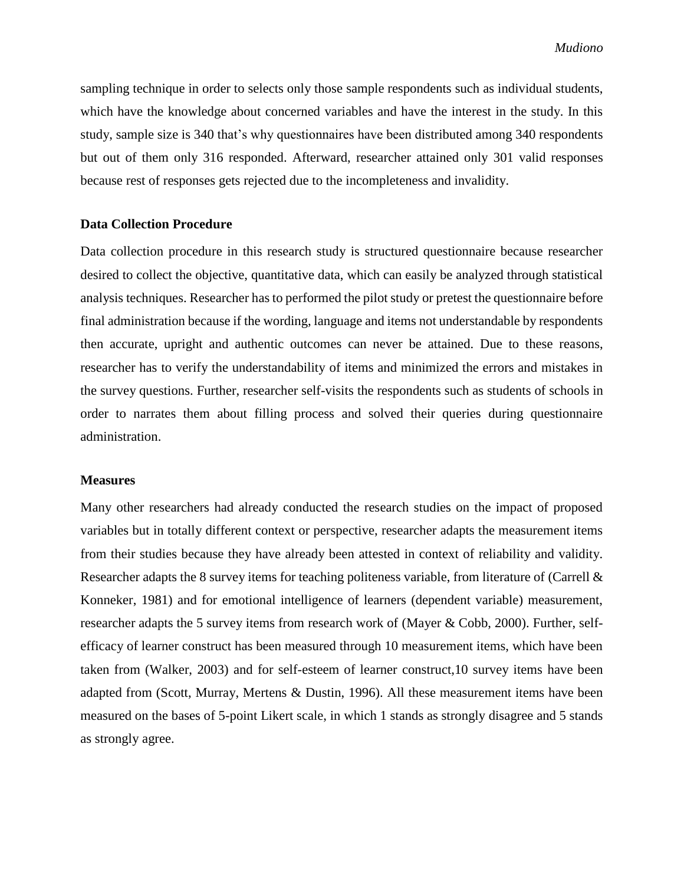sampling technique in order to selects only those sample respondents such as individual students, which have the knowledge about concerned variables and have the interest in the study. In this study, sample size is 340 that's why questionnaires have been distributed among 340 respondents but out of them only 316 responded. Afterward, researcher attained only 301 valid responses because rest of responses gets rejected due to the incompleteness and invalidity.

### Data Collection Procedure

Data collection procedure in this research study is structured questionnaire because researcher desired to collect the objective, quantitative data, which can easily be analyzed through statistical analysis techniques. Researcher has to performed the pilot study or pretest the questionnaire before final administration because if the wording, language and items not understandable by respondents then accurate, upright and authentic outcomes can never be attained. Due to these reasons, researcher has to verify the understandability of items and minimized the errors and mistakes in the survey questions. Further, researcher self-visits the respondents such as students of schools in order to narrates them about filling process and solved their queries during questionnaire administration.

### Measures

Many other researchers had already conducted the research studies on the impact of proposed variables but in totally different context or perspective, researcher adapts the measurement items from their studies because they have already been attested in context of reliability and validity. Researcher adapts the 8 survey items for teaching politeness variable, from literature of (Carrell & Konneker, 1981) and for emotional intelligence of learners (dependent variable) measurement, researcher adapts the 5 survey items from research work of (Mayer & Cobb, 2000). Further, self-efficacy of learner construct has been measured through 10 measurement items, which have been taken from (Walker, 2003) and for self-esteem of learner construct,10 survey items have been adapted from (Scott, Murray, Mertens & Dustin, 1996). All these measurement items have been measured on the bases of 5-point Likert scale, in which 1 stands as strongly disagree and 5 stands as strongly agree.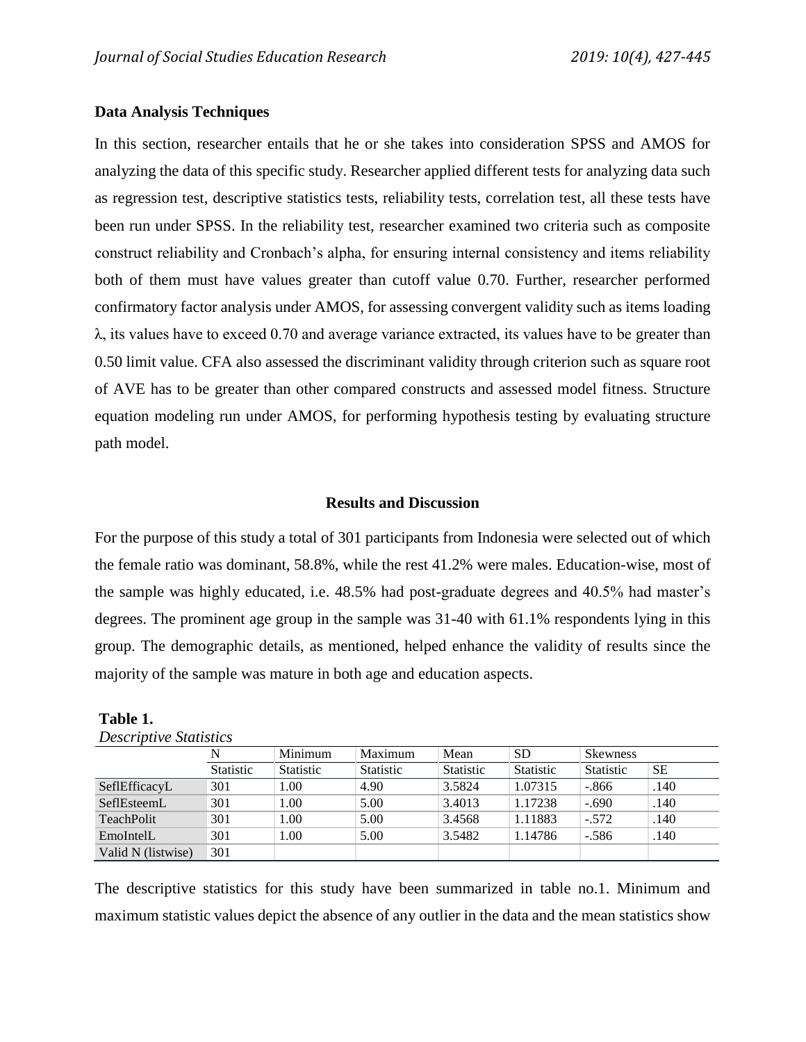### Data Analysis Techniques

In this section, researcher entails that he or she takes into consideration SPSS and AMOS for analyzing the data of this specific study. Researcher applied different tests for analyzing data such as regression test, descriptive statistics tests, reliability tests, correlation test, all these tests have been run under SPSS. In the reliability test, researcher examined two criteria such as composite construct reliability and Cronbach's alpha, for ensuring internal consistency and items reliability both of them must have values greater than cutoff value 0.70. Further, researcher performed confirmatory factor analysis under AMOS, for assessing convergent validity such as items loading λ, its values have to exceed 0.70 and average variance extracted, its values have to be greater than 0.50 limit value. CFA also assessed the discriminant validity through criterion such as square root of AVE has to be greater than other compared constructs and assessed model fitness. Structure equation modeling run under AMOS, for performing hypothesis testing by evaluating structure path model.

## Results and Discussion

For the purpose of this study a total of 301 participants from Indonesia were selected out of which the female ratio was dominant, 58.8%, while the rest 41.2% were males. Education-wise, most of the sample was highly educated, i.e. 48.5% had post-graduate degrees and 40.5% had master's degrees. The prominent age group in the sample was 31-40 with 61.1% respondents lying in this group. The demographic details, as mentioned, helped enhance the validity of results since the majority of the sample was mature in both age and education aspects.

**Table 1.**
*Descriptive Statistics*

| | N | Minimum | Maximum | Mean | SD | Skewness | |
|---|---|---|---|---|---|---|---|
| | Statistic | Statistic | Statistic | Statistic | Statistic | Statistic | SE |
| SeflEfficacyL | 301 | 1.00 | 4.90 | 3.5824 | 1.07315 | -.866 | .140 |
| SeflEsteemL | 301 | 1.00 | 5.00 | 3.4013 | 1.17238 | -.690 | .140 |
| TeachPolit | 301 | 1.00 | 5.00 | 3.4568 | 1.11883 | -.572 | .140 |
| EmoIntelL | 301 | 1.00 | 5.00 | 3.5482 | 1.14786 | -.586 | .140 |
| Valid N (listwise) | 301 | | | | | | |

The descriptive statistics for this study have been summarized in table no.1. Minimum and maximum statistic values depict the absence of any outlier in the data and the mean statistics show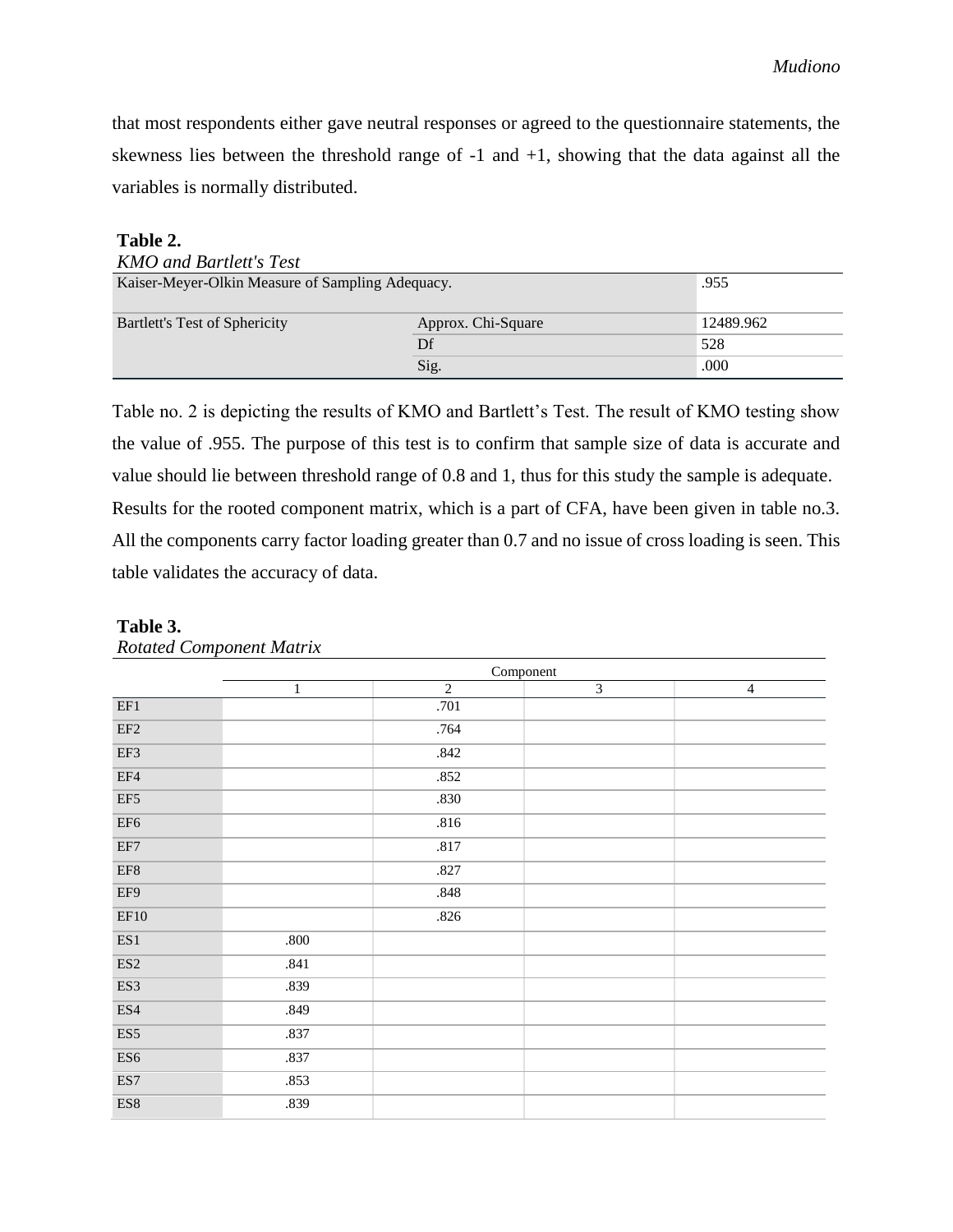that most respondents either gave neutral responses or agreed to the questionnaire statements, the skewness lies between the threshold range of -1 and +1, showing that the data against all the variables is normally distributed.

**Table 2.**

*KMO and Bartlett's Test*

| | | |
|---|---|---|
| Kaiser-Meyer-Olkin Measure of Sampling Adequacy. | | .955 |
| Bartlett's Test of Sphericity | Approx. Chi-Square | 12489.962 |
| | Df | 528 |
| | Sig. | .000 |

Table no. 2 is depicting the results of KMO and Bartlett's Test. The result of KMO testing show the value of .955. The purpose of this test is to confirm that sample size of data is accurate and value should lie between threshold range of 0.8 and 1, thus for this study the sample is adequate. Results for the rooted component matrix, which is a part of CFA, have been given in table no.3. All the components carry factor loading greater than 0.7 and no issue of cross loading is seen. This table validates the accuracy of data.

**Table 3.**

*Rotated Component Matrix*

| | Component | | | |
|---|---|---|---|---|
| | 1 | 2 | 3 | 4 |
| EF1 | | .701 | | |
| EF2 | | .764 | | |
| EF3 | | .842 | | |
| EF4 | | .852 | | |
| EF5 | | .830 | | |
| EF6 | | .816 | | |
| EF7 | | .817 | | |
| EF8 | | .827 | | |
| EF9 | | .848 | | |
| EF10 | | .826 | | |
| ES1 | .800 | | | |
| ES2 | .841 | | | |
| ES3 | .839 | | | |
| ES4 | .849 | | | |
| ES5 | .837 | | | |
| ES6 | .837 | | | |
| ES7 | .853 | | | |
| ES8 | .839 | | | |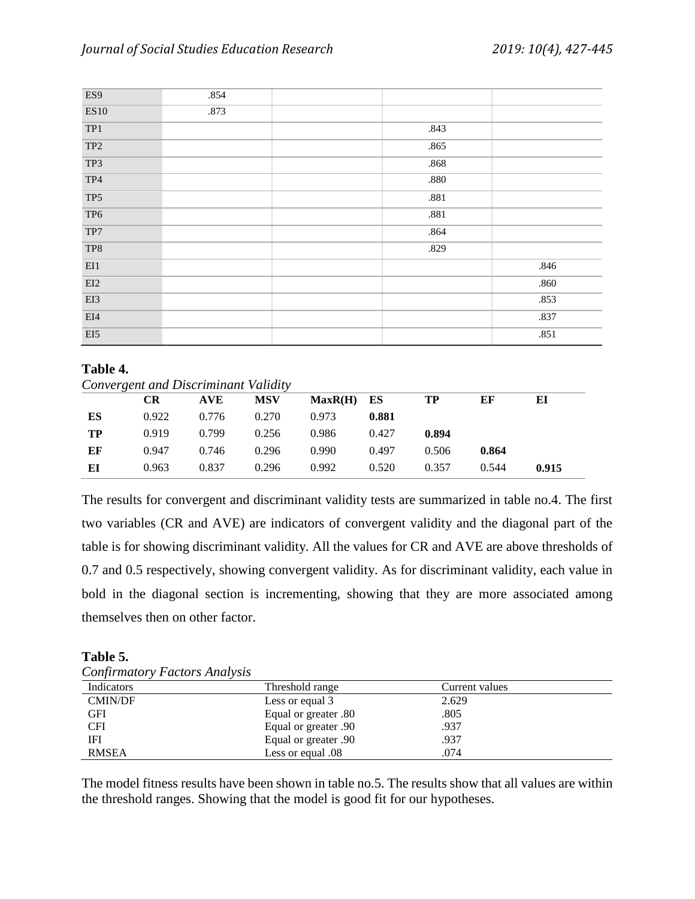| | | | | |
|---|---|---|---|---|
| ES9 | .854 | | | |
| ES10 | .873 | | | |
| TP1 | | | .843 | |
| TP2 | | | .865 | |
| TP3 | | | .868 | |
| TP4 | | | .880 | |
| TP5 | | | .881 | |
| TP6 | | | .881 | |
| TP7 | | | .864 | |
| TP8 | | | .829 | |
| EI1 | | | | .846 |
| EI2 | | | | .860 |
| EI3 | | | | .853 |
| EI4 | | | | .837 |
| EI5 | | | | .851 |

**Table 4.**
*Convergent and Discriminant Validity*

| | CR | AVE | MSV | MaxR(H) | ES | TP | EF | EI |
|---|---|---|---|---|---|---|---|---|
| **ES** | 0.922 | 0.776 | 0.270 | 0.973 | **0.881** | | | |
| **TP** | 0.919 | 0.799 | 0.256 | 0.986 | 0.427 | **0.894** | | |
| **EF** | 0.947 | 0.746 | 0.296 | 0.990 | 0.497 | 0.506 | **0.864** | |
| **EI** | 0.963 | 0.837 | 0.296 | 0.992 | 0.520 | 0.357 | 0.544 | **0.915** |

The results for convergent and discriminant validity tests are summarized in table no.4. The first two variables (CR and AVE) are indicators of convergent validity and the diagonal part of the table is for showing discriminant validity. All the values for CR and AVE are above thresholds of 0.7 and 0.5 respectively, showing convergent validity. As for discriminant validity, each value in bold in the diagonal section is incrementing, showing that they are more associated among themselves then on other factor.

**Table 5.**
*Confirmatory Factors Analysis*

| Indicators | Threshold range | Current values |
|---|---|---|
| CMIN/DF | Less or equal 3 | 2.629 |
| GFI | Equal or greater .80 | .805 |
| CFI | Equal or greater .90 | .937 |
| IFI | Equal or greater .90 | .937 |
| RMSEA | Less or equal .08 | .074 |

The model fitness results have been shown in table no.5. The results show that all values are within the threshold ranges. Showing that the model is good fit for our hypotheses.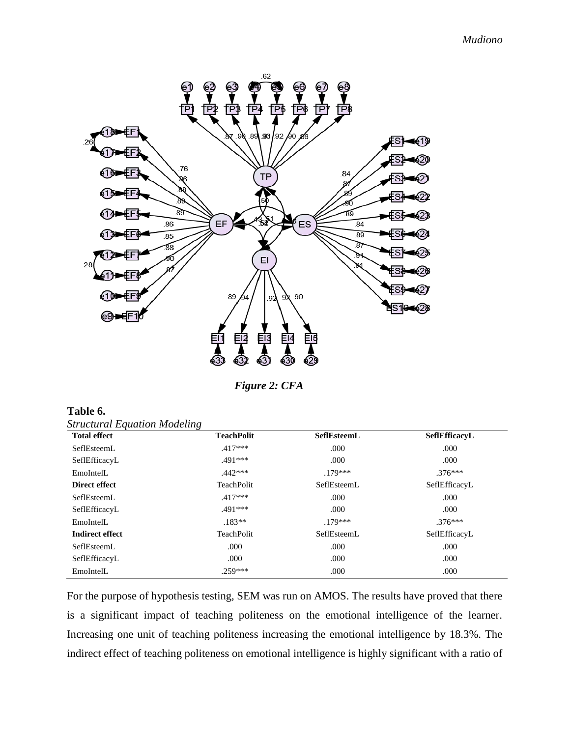*Figure 2: CFA*

**Table 6.**
*Structural Equation Modeling*

| **Total effect** | **TeachPolit** | **SeflEsteemL** | **SeflEfficacyL** |
|---|---|---|---|
| SeflEsteemL | .417*** | .000 | .000 |
| SeflEfficacyL | .491*** | .000 | .000 |
| EmoIntelL | .442*** | .179*** | .376*** |
| **Direct effect** | TeachPolit | SeflEsteemL | SeflEfficacyL |
| SeflEsteemL | .417*** | .000 | .000 |
| SeflEfficacyL | .491*** | .000 | .000 |
| EmoIntelL | .183** | .179*** | .376*** |
| **Indirect effect** | TeachPolit | SeflEsteemL | SeflEfficacyL |
| SeflEsteemL | .000 | .000 | .000 |
| SeflEfficacyL | .000 | .000 | .000 |
| EmoIntelL | .259*** | .000 | .000 |

For the purpose of hypothesis testing, SEM was run on AMOS. The results have proved that there is a significant impact of teaching politeness on the emotional intelligence of the learner. Increasing one unit of teaching politeness increasing the emotional intelligence by 18.3%. The indirect effect of teaching politeness on emotional intelligence is highly significant with a ratio of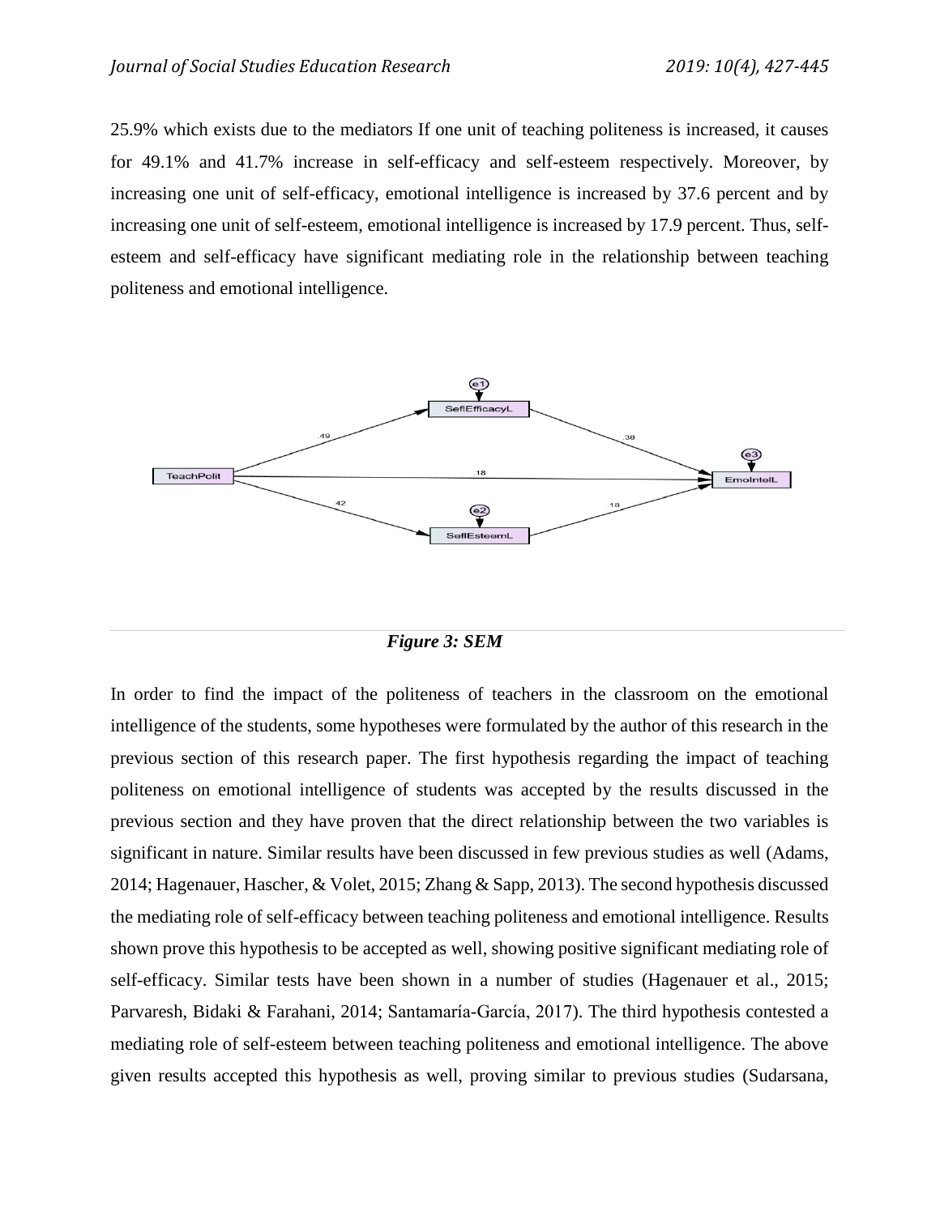25.9% which exists due to the mediators If one unit of teaching politeness is increased, it causes for 49.1% and 41.7% increase in self-efficacy and self-esteem respectively. Moreover, by increasing one unit of self-efficacy, emotional intelligence is increased by 37.6 percent and by increasing one unit of self-esteem, emotional intelligence is increased by 17.9 percent. Thus, self-esteem and self-efficacy have significant mediating role in the relationship between teaching politeness and emotional intelligence.

***Figure 3: SEM***

In order to find the impact of the politeness of teachers in the classroom on the emotional intelligence of the students, some hypotheses were formulated by the author of this research in the previous section of this research paper. The first hypothesis regarding the impact of teaching politeness on emotional intelligence of students was accepted by the results discussed in the previous section and they have proven that the direct relationship between the two variables is significant in nature. Similar results have been discussed in few previous studies as well (Adams, 2014; Hagenauer, Hascher, & Volet, 2015; Zhang & Sapp, 2013). The second hypothesis discussed the mediating role of self-efficacy between teaching politeness and emotional intelligence. Results shown prove this hypothesis to be accepted as well, showing positive significant mediating role of self-efficacy. Similar tests have been shown in a number of studies (Hagenauer et al., 2015; Parvaresh, Bidaki & Farahani, 2014; Santamaría-García, 2017). The third hypothesis contested a mediating role of self-esteem between teaching politeness and emotional intelligence. The above given results accepted this hypothesis as well, proving similar to previous studies (Sudarsana,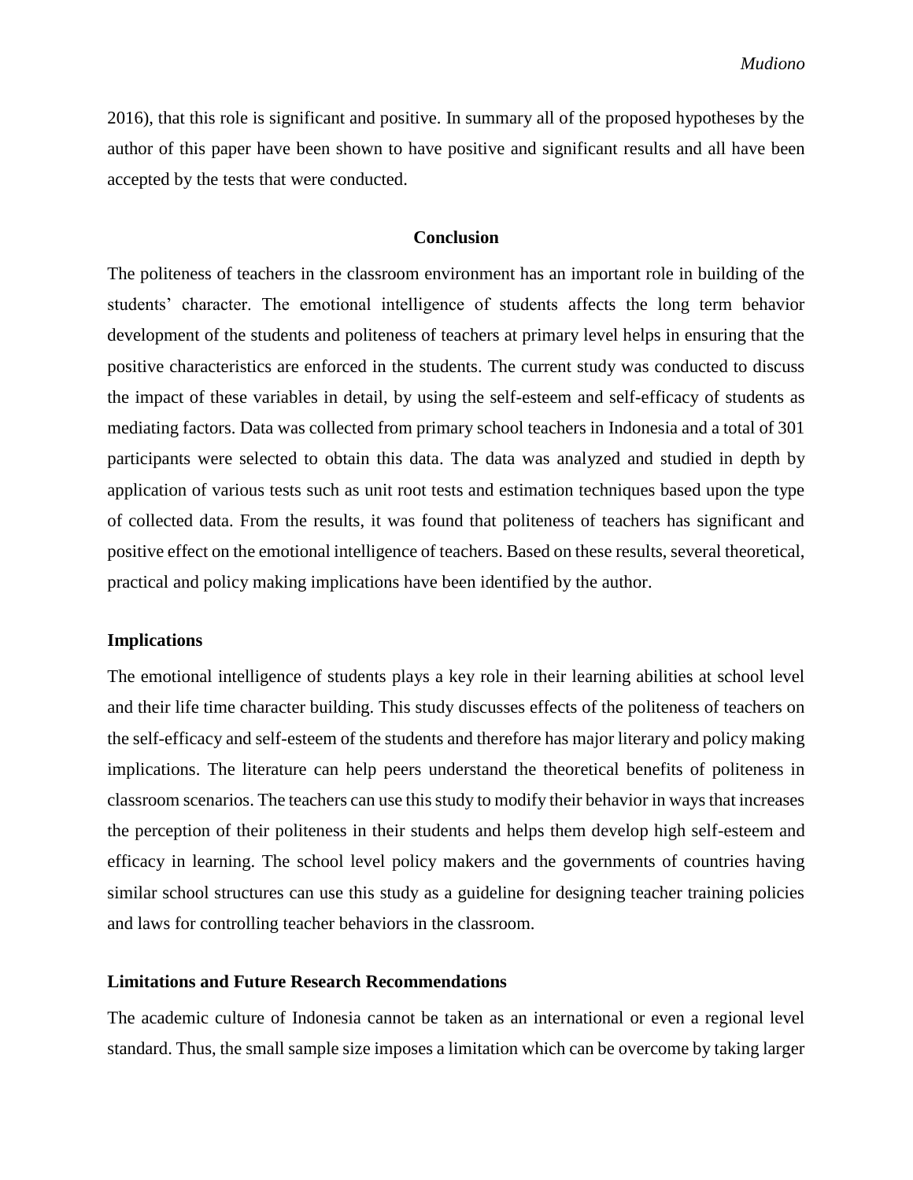2016), that this role is significant and positive. In summary all of the proposed hypotheses by the author of this paper have been shown to have positive and significant results and all have been accepted by the tests that were conducted.

## Conclusion

The politeness of teachers in the classroom environment has an important role in building of the students' character. The emotional intelligence of students affects the long term behavior development of the students and politeness of teachers at primary level helps in ensuring that the positive characteristics are enforced in the students. The current study was conducted to discuss the impact of these variables in detail, by using the self-esteem and self-efficacy of students as mediating factors. Data was collected from primary school teachers in Indonesia and a total of 301 participants were selected to obtain this data. The data was analyzed and studied in depth by application of various tests such as unit root tests and estimation techniques based upon the type of collected data. From the results, it was found that politeness of teachers has significant and positive effect on the emotional intelligence of teachers. Based on these results, several theoretical, practical and policy making implications have been identified by the author.

### Implications

The emotional intelligence of students plays a key role in their learning abilities at school level and their life time character building. This study discusses effects of the politeness of teachers on the self-efficacy and self-esteem of the students and therefore has major literary and policy making implications. The literature can help peers understand the theoretical benefits of politeness in classroom scenarios. The teachers can use this study to modify their behavior in ways that increases the perception of their politeness in their students and helps them develop high self-esteem and efficacy in learning. The school level policy makers and the governments of countries having similar school structures can use this study as a guideline for designing teacher training policies and laws for controlling teacher behaviors in the classroom.

### Limitations and Future Research Recommendations

The academic culture of Indonesia cannot be taken as an international or even a regional level standard. Thus, the small sample size imposes a limitation which can be overcome by taking larger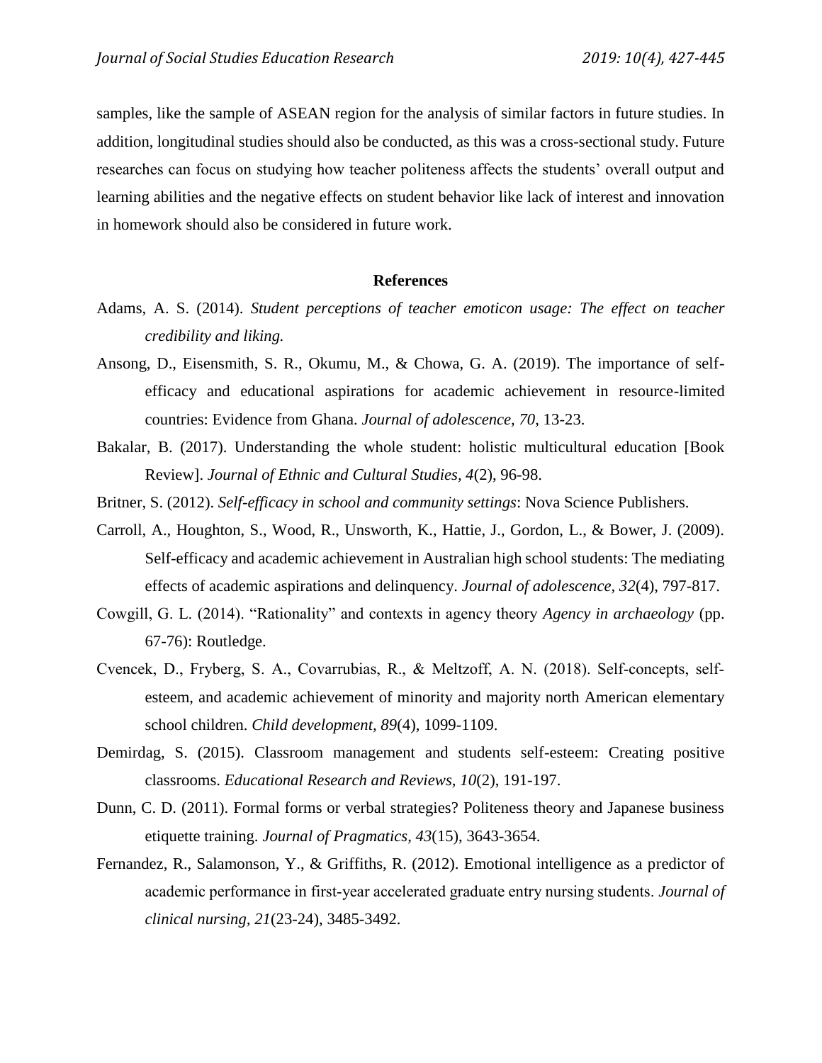samples, like the sample of ASEAN region for the analysis of similar factors in future studies. In addition, longitudinal studies should also be conducted, as this was a cross-sectional study. Future researches can focus on studying how teacher politeness affects the students' overall output and learning abilities and the negative effects on student behavior like lack of interest and innovation in homework should also be considered in future work.

## References

Adams, A. S. (2014). *Student perceptions of teacher emoticon usage: The effect on teacher credibility and liking.*

Ansong, D., Eisensmith, S. R., Okumu, M., & Chowa, G. A. (2019). The importance of self-efficacy and educational aspirations for academic achievement in resource-limited countries: Evidence from Ghana. *Journal of adolescence, 70*, 13-23.

Bakalar, B. (2017). Understanding the whole student: holistic multicultural education [Book Review]. *Journal of Ethnic and Cultural Studies, 4*(2), 96-98.

Britner, S. (2012). *Self-efficacy in school and community settings*: Nova Science Publishers.

Carroll, A., Houghton, S., Wood, R., Unsworth, K., Hattie, J., Gordon, L., & Bower, J. (2009). Self-efficacy and academic achievement in Australian high school students: The mediating effects of academic aspirations and delinquency. *Journal of adolescence, 32*(4), 797-817.

Cowgill, G. L. (2014). "Rationality" and contexts in agency theory *Agency in archaeology* (pp. 67-76): Routledge.

Cvencek, D., Fryberg, S. A., Covarrubias, R., & Meltzoff, A. N. (2018). Self-concepts, self-esteem, and academic achievement of minority and majority north American elementary school children. *Child development, 89*(4), 1099-1109.

Demirdag, S. (2015). Classroom management and students self-esteem: Creating positive classrooms. *Educational Research and Reviews, 10*(2), 191-197.

Dunn, C. D. (2011). Formal forms or verbal strategies? Politeness theory and Japanese business etiquette training. *Journal of Pragmatics, 43*(15), 3643-3654.

Fernandez, R., Salamonson, Y., & Griffiths, R. (2012). Emotional intelligence as a predictor of academic performance in first-year accelerated graduate entry nursing students. *Journal of clinical nursing, 21*(23-24), 3485-3492.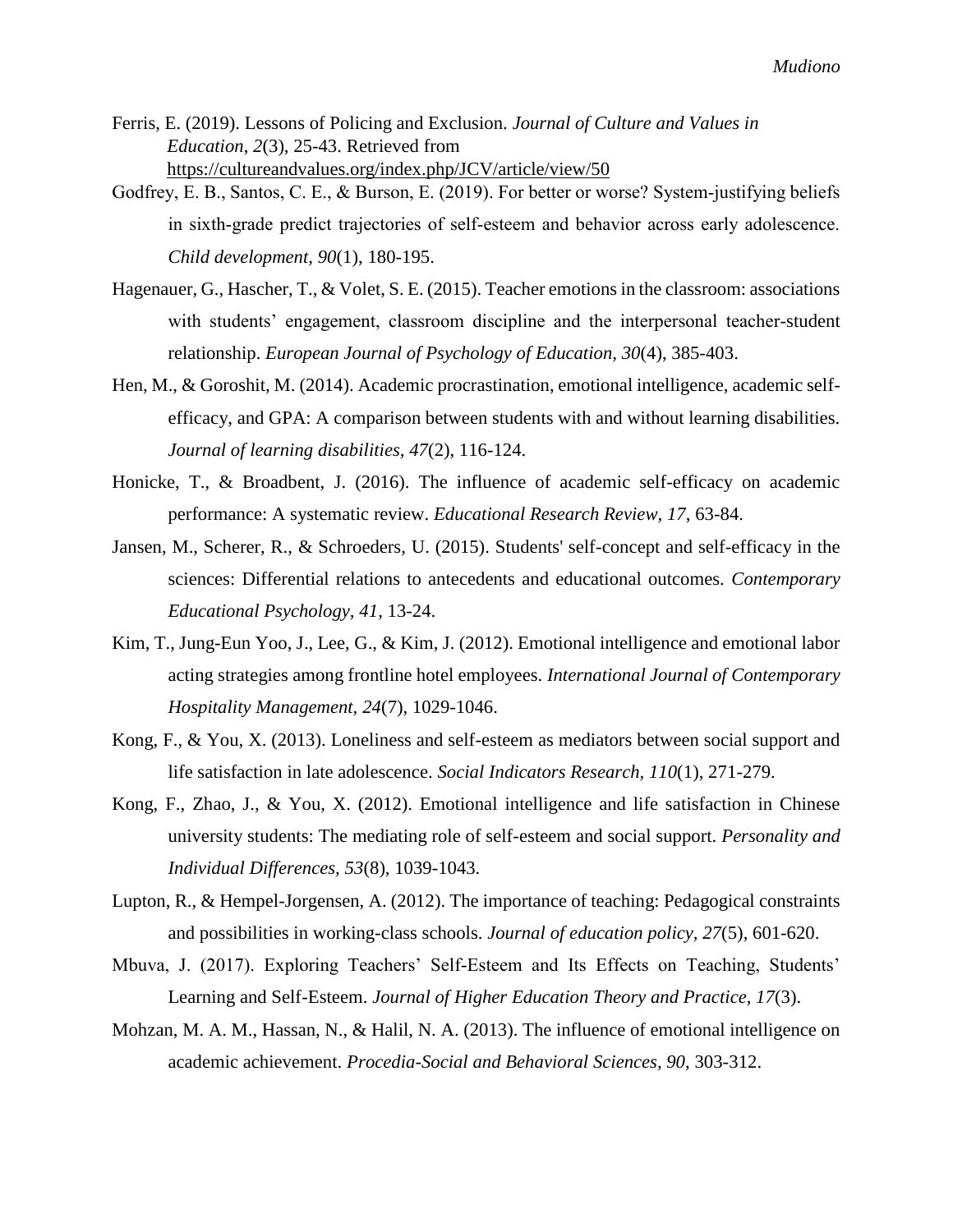Ferris, E. (2019). Lessons of Policing and Exclusion. *Journal of Culture and Values in Education*, *2*(3), 25-43. Retrieved from https://cultureandvalues.org/index.php/JCV/article/view/50

Godfrey, E. B., Santos, C. E., & Burson, E. (2019). For better or worse? System-justifying beliefs in sixth-grade predict trajectories of self-esteem and behavior across early adolescence. *Child development*, *90*(1), 180-195.

Hagenauer, G., Hascher, T., & Volet, S. E. (2015). Teacher emotions in the classroom: associations with students' engagement, classroom discipline and the interpersonal teacher-student relationship. *European Journal of Psychology of Education, 30*(4), 385-403.

Hen, M., & Goroshit, M. (2014). Academic procrastination, emotional intelligence, academic self-efficacy, and GPA: A comparison between students with and without learning disabilities. *Journal of learning disabilities, 47*(2), 116-124.

Honicke, T., & Broadbent, J. (2016). The influence of academic self-efficacy on academic performance: A systematic review. *Educational Research Review, 17*, 63-84.

Jansen, M., Scherer, R., & Schroeders, U. (2015). Students' self-concept and self-efficacy in the sciences: Differential relations to antecedents and educational outcomes. *Contemporary Educational Psychology, 41*, 13-24.

Kim, T., Jung-Eun Yoo, J., Lee, G., & Kim, J. (2012). Emotional intelligence and emotional labor acting strategies among frontline hotel employees. *International Journal of Contemporary Hospitality Management*, *24*(7), 1029-1046.

Kong, F., & You, X. (2013). Loneliness and self-esteem as mediators between social support and life satisfaction in late adolescence. *Social Indicators Research*, *110*(1), 271-279.

Kong, F., Zhao, J., & You, X. (2012). Emotional intelligence and life satisfaction in Chinese university students: The mediating role of self-esteem and social support. *Personality and Individual Differences, 53*(8), 1039-1043.

Lupton, R., & Hempel-Jorgensen, A. (2012). The importance of teaching: Pedagogical constraints and possibilities in working-class schools. *Journal of education policy*, *27*(5), 601-620.

Mbuva, J. (2017). Exploring Teachers' Self-Esteem and Its Effects on Teaching, Students' Learning and Self-Esteem. *Journal of Higher Education Theory and Practice*, *17*(3).

Mohzan, M. A. M., Hassan, N., & Halil, N. A. (2013). The influence of emotional intelligence on academic achievement. *Procedia-Social and Behavioral Sciences*, *90*, 303-312.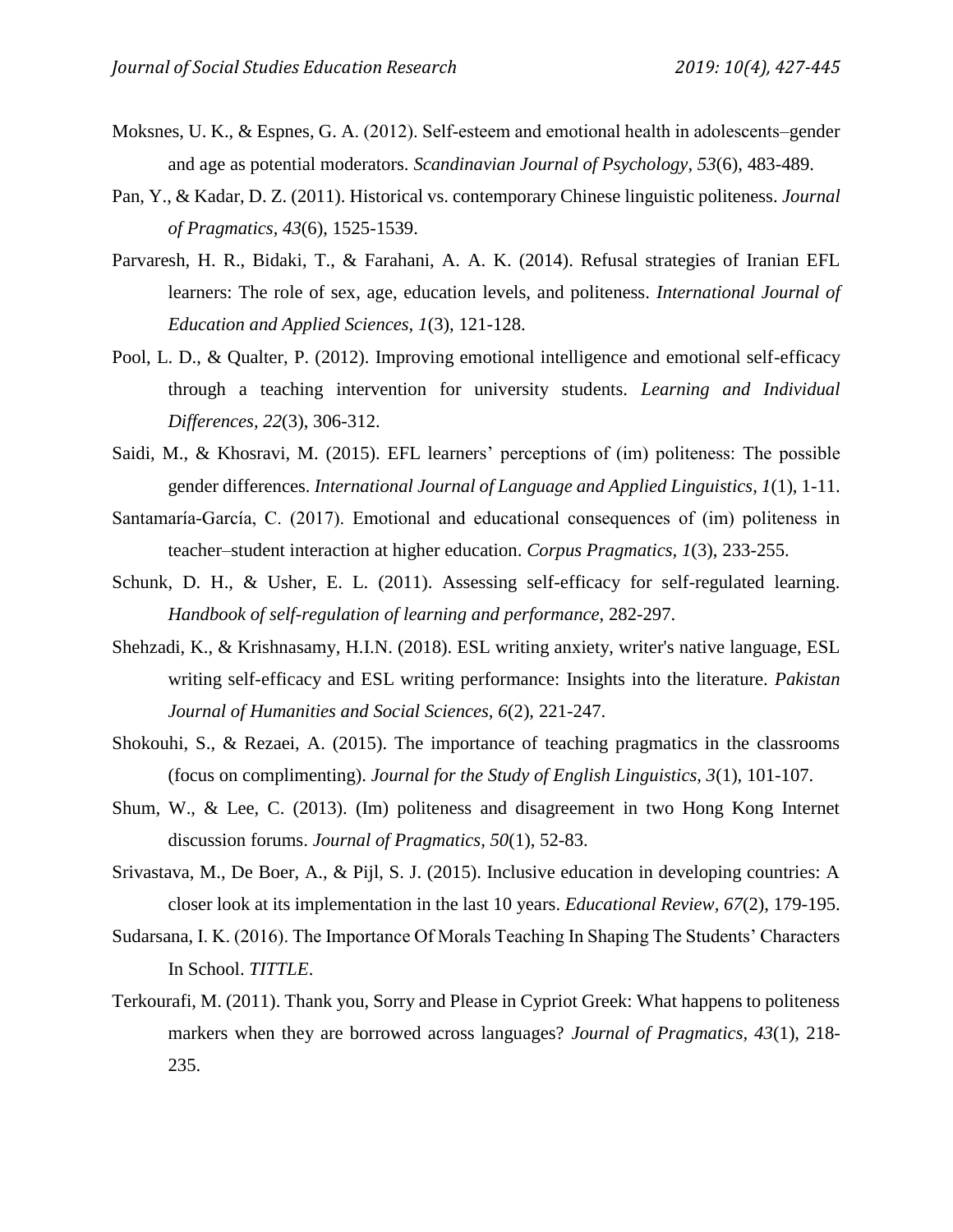Moksnes, U. K., & Espnes, G. A. (2012). Self-esteem and emotional health in adolescents–gender and age as potential moderators. *Scandinavian Journal of Psychology, 53*(6), 483-489.

Pan, Y., & Kadar, D. Z. (2011). Historical vs. contemporary Chinese linguistic politeness. *Journal of Pragmatics, 43*(6), 1525-1539.

Parvaresh, H. R., Bidaki, T., & Farahani, A. A. K. (2014). Refusal strategies of Iranian EFL learners: The role of sex, age, education levels, and politeness. *International Journal of Education and Applied Sciences, 1*(3), 121-128.

Pool, L. D., & Qualter, P. (2012). Improving emotional intelligence and emotional self-efficacy through a teaching intervention for university students. *Learning and Individual Differences, 22*(3), 306-312.

Saidi, M., & Khosravi, M. (2015). EFL learners' perceptions of (im) politeness: The possible gender differences. *International Journal of Language and Applied Linguistics, 1*(1), 1-11.

Santamaría-García, C. (2017). Emotional and educational consequences of (im) politeness in teacher–student interaction at higher education. *Corpus Pragmatics, 1*(3), 233-255.

Schunk, D. H., & Usher, E. L. (2011). Assessing self-efficacy for self-regulated learning. *Handbook of self-regulation of learning and performance*, 282-297.

Shehzadi, K., & Krishnasamy, H.I.N. (2018). ESL writing anxiety, writer's native language, ESL writing self-efficacy and ESL writing performance: Insights into the literature. *Pakistan Journal of Humanities and Social Sciences, 6*(2), 221-247.

Shokouhi, S., & Rezaei, A. (2015). The importance of teaching pragmatics in the classrooms (focus on complimenting). *Journal for the Study of English Linguistics, 3*(1), 101-107.

Shum, W., & Lee, C. (2013). (Im) politeness and disagreement in two Hong Kong Internet discussion forums. *Journal of Pragmatics, 50*(1), 52-83.

Srivastava, M., De Boer, A., & Pijl, S. J. (2015). Inclusive education in developing countries: A closer look at its implementation in the last 10 years. *Educational Review, 67*(2), 179-195.

Sudarsana, I. K. (2016). The Importance Of Morals Teaching In Shaping The Students' Characters In School. *TITTLE*.

Terkourafi, M. (2011). Thank you, Sorry and Please in Cypriot Greek: What happens to politeness markers when they are borrowed across languages? *Journal of Pragmatics, 43*(1), 218-235.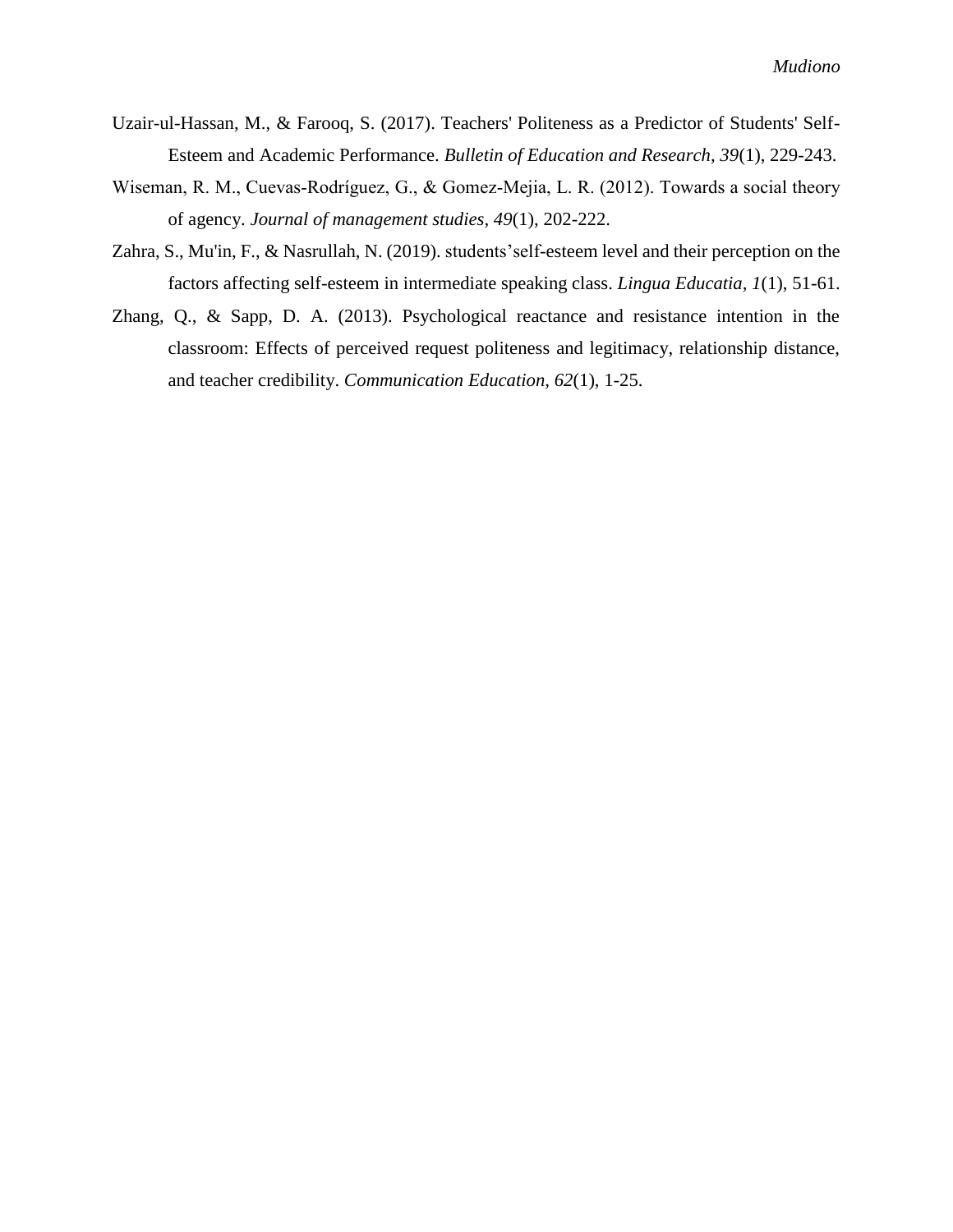Uzair-ul-Hassan, M., & Farooq, S. (2017). Teachers' Politeness as a Predictor of Students' Self-Esteem and Academic Performance. *Bulletin of Education and Research, 39*(1), 229-243.

Wiseman, R. M., Cuevas-Rodríguez, G., & Gomez-Mejia, L. R. (2012). Towards a social theory of agency. *Journal of management studies, 49*(1), 202-222.

Zahra, S., Mu'in, F., & Nasrullah, N. (2019). students'self-esteem level and their perception on the factors affecting self-esteem in intermediate speaking class. *Lingua Educatia*, *1*(1), 51-61.

Zhang, Q., & Sapp, D. A. (2013). Psychological reactance and resistance intention in the classroom: Effects of perceived request politeness and legitimacy, relationship distance, and teacher credibility. *Communication Education*, *62*(1), 1-25.